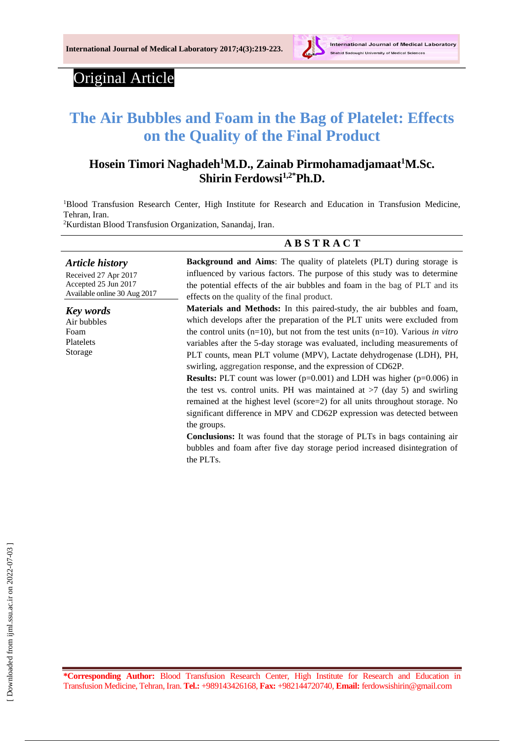Original Article

# The Air Bubbles and Foam in the Bag of Platelet: Effects on the Quality of the Final Product

**Hosein Timori Naghadeh[1]M.D., Zainab Pirmohamadjamaat[1]M.Sc. Shirin Ferdowsi[1,2*]Ph.D.**

[1]Blood Transfusion Research Center, High Institute for Research and Education in Transfusion Medicine, Tehran, Iran.
[2]Kurdistan Blood Transfusion Organization, Sanandaj, Iran.

## ABSTRACT

***Article history***
Received 27 Apr 2017
Accepted 25 Jun 2017
Available online 30 Aug 2017

***Key words***
Air bubbles
Foam
Platelets
Storage

**Background and Aims**: The quality of platelets (PLT) during storage is influenced by various factors. The purpose of this study was to determine the potential effects of the air bubbles and foam in the bag of PLT and its effects on the quality of the final product.

**Materials and Methods:** In this paired-study, the air bubbles and foam, which develops after the preparation of the PLT units were excluded from the control units (n=10), but not from the test units (n=10). Various *in vitro* variables after the 5-day storage was evaluated, including measurements of PLT counts, mean PLT volume (MPV), Lactate dehydrogenase (LDH), PH, swirling, aggregation response, and the expression of CD62P.

**Results:** PLT count was lower (p=0.001) and LDH was higher (p=0.006) in the test vs. control units. PH was maintained at >7 (day 5) and swirling remained at the highest level (score=2) for all units throughout storage. No significant difference in MPV and CD62P expression was detected between the groups.

**Conclusions:** It was found that the storage of PLTs in bags containing air bubbles and foam after five day storage period increased disintegration of the PLTs.

**\*Corresponding Author:** Blood Transfusion Research Center, High Institute for Research and Education in Transfusion Medicine, Tehran, Iran. **Tel.:** +989143426168, **Fax:** +982144720740, **Email:** ferdowsishirin@gmail.com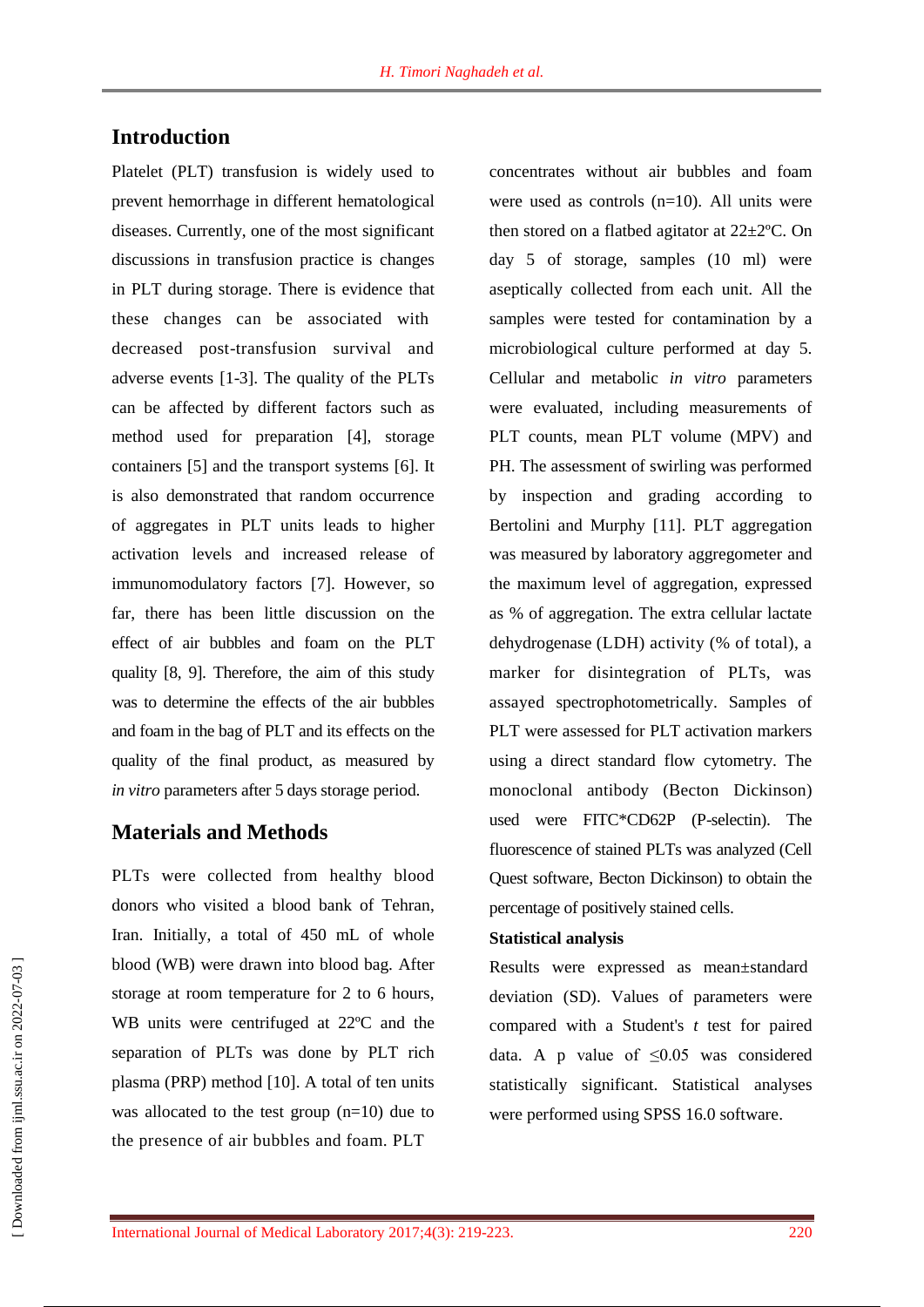## Introduction

Platelet (PLT) transfusion is widely used to prevent hemorrhage in different hematological diseases. Currently, one of the most significant discussions in transfusion practice is changes in PLT during storage. There is evidence that these changes can be associated with decreased post-transfusion survival and adverse events [1-3]. The quality of the PLTs can be affected by different factors such as method used for preparation [4], storage containers [5] and the transport systems [6]. It is also demonstrated that random occurrence of aggregates in PLT units leads to higher activation levels and increased release of immunomodulatory factors [7]. However, so far, there has been little discussion on the effect of air bubbles and foam on the PLT quality [8, 9]. Therefore, the aim of this study was to determine the effects of the air bubbles and foam in the bag of PLT and its effects on the quality of the final product, as measured by *in vitro* parameters after 5 days storage period.

## Materials and Methods

PLTs were collected from healthy blood donors who visited a blood bank of Tehran, Iran. Initially, a total of 450 mL of whole blood (WB) were drawn into blood bag. After storage at room temperature for 2 to 6 hours, WB units were centrifuged at 22ºC and the separation of PLTs was done by PLT rich plasma (PRP) method [10]. A total of ten units was allocated to the test group (n=10) due to the presence of air bubbles and foam. PLT concentrates without air bubbles and foam were used as controls (n=10). All units were then stored on a flatbed agitator at 22±2ºC. On day 5 of storage, samples (10 ml) were aseptically collected from each unit. All the samples were tested for contamination by a microbiological culture performed at day 5. Cellular and metabolic *in vitro* parameters were evaluated, including measurements of PLT counts, mean PLT volume (MPV) and PH. The assessment of swirling was performed by inspection and grading according to Bertolini and Murphy [11]. PLT aggregation was measured by laboratory aggregometer and the maximum level of aggregation, expressed as % of aggregation. The extra cellular lactate dehydrogenase (LDH) activity (% of total), a marker for disintegration of PLTs, was assayed spectrophotometrically. Samples of PLT were assessed for PLT activation markers using a direct standard flow cytometry. The monoclonal antibody (Becton Dickinson) used were FITC*CD62P (P-selectin). The fluorescence of stained PLTs was analyzed (Cell Quest software, Becton Dickinson) to obtain the percentage of positively stained cells.

### Statistical analysis

Results were expressed as mean±standard deviation (SD). Values of parameters were compared with a Student's *t* test for paired data. A p value of $\leq$0.05 was considered statistically significant. Statistical analyses were performed using SPSS 16.0 software.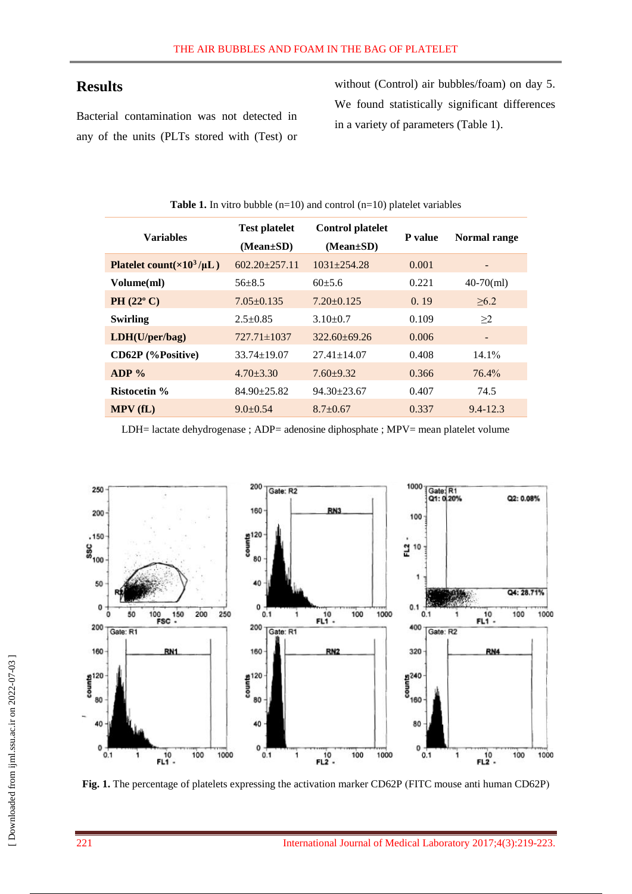## Results

Bacterial contamination was not detected in any of the units (PLTs stored with (Test) or without (Control) air bubbles/foam) on day 5. We found statistically significant differences in a variety of parameters (Table 1).

**Table 1.** In vitro bubble (n=10) and control (n=10) platelet variables

| Variables | Test platelet (Mean±SD) | Control platelet (Mean±SD) | P value | Normal range |
|---|---|---|---|---|
| **Platelet count($\times10^3$/µL )** | 602.20±257.11 | 1031±254.28 | 0.001 | - |
| **Volume(ml)** | 56±8.5 | 60±5.6 | 0.221 | 40-70(ml) |
| **PH (22º C)** | 7.05±0.135 | 7.20±0.125 | 0. 19 | ≥6.2 |
| **Swirling** | 2.5±0.85 | 3.10±0.7 | 0.109 | ≥2 |
| **LDH(U/per/bag)** | 727.71±1037 | 322.60±69.26 | 0.006 | - |
| **CD62P (%Positive)** | 33.74±19.07 | 27.41±14.07 | 0.408 | 14.1% |
| **ADP %** | 4.70±3.30 | 7.60±9.32 | 0.366 | 76.4% |
| **Ristocetin %** | 84.90±25.82 | 94.30±23.67 | 0.407 | 74.5 |
| **MPV (fL)** | 9.0±0.54 | 8.7±0.67 | 0.337 | 9.4-12.3 |

LDH= lactate dehydrogenase ; ADP= adenosine diphosphate ; MPV= mean platelet volume

**Fig. 1.** The percentage of platelets expressing the activation marker CD62P (FITC mouse anti human CD62P)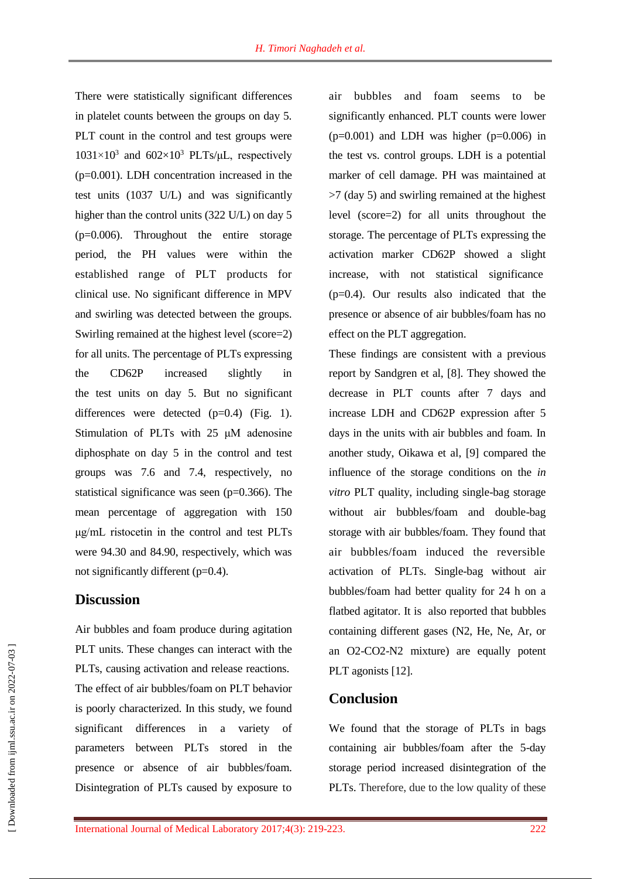There were statistically significant differences in platelet counts between the groups on day 5. PLT count in the control and test groups were $1031\times10^3$ and $602\times10^3$ PLTs/μL, respectively ($p=0.001$). LDH concentration increased in the test units (1037 U/L) and was significantly higher than the control units (322 U/L) on day 5 ($p=0.006$). Throughout the entire storage period, the PH values were within the established range of PLT products for clinical use. No significant difference in MPV and swirling was detected between the groups. Swirling remained at the highest level (score=2) for all units. The percentage of PLTs expressing the CD62P increased slightly in the test units on day 5. But no significant differences were detected ($p=0.4$) (Fig. 1). Stimulation of PLTs with 25 μM adenosine diphosphate on day 5 in the control and test groups was 7.6 and 7.4, respectively, no statistical significance was seen ($p=0.366$). The mean percentage of aggregation with 150 μg/mL ristocetin in the control and test PLTs were 94.30 and 84.90, respectively, which was not significantly different ($p=0.4$).

## Discussion

Air bubbles and foam produce during agitation PLT units. These changes can interact with the PLTs, causing activation and release reactions. The effect of air bubbles/foam on PLT behavior is poorly characterized. In this study, we found significant differences in a variety of parameters between PLTs stored in the presence or absence of air bubbles/foam. Disintegration of PLTs caused by exposure to air bubbles and foam seems to be significantly enhanced. PLT counts were lower ($p=0.001$) and LDH was higher ($p=0.006$) in the test vs. control groups. LDH is a potential marker of cell damage. PH was maintained at >7 (day 5) and swirling remained at the highest level (score=2) for all units throughout the storage. The percentage of PLTs expressing the activation marker CD62P showed a slight increase, with not statistical significance ($p=0.4$). Our results also indicated that the presence or absence of air bubbles/foam has no effect on the PLT aggregation.

These findings are consistent with a previous report by Sandgren et al, [8]. They showed the decrease in PLT counts after 7 days and increase LDH and CD62P expression after 5 days in the units with air bubbles and foam. In another study, Oikawa et al, [9] compared the influence of the storage conditions on the *in vitro* PLT quality, including single-bag storage without air bubbles/foam and double-bag storage with air bubbles/foam. They found that air bubbles/foam induced the reversible activation of PLTs. Single-bag without air bubbles/foam had better quality for 24 h on a flatbed agitator. It is also reported that bubbles containing different gases ($N_2$, He, Ne, Ar, or an $O_2$-$CO_2$-$N_2$ mixture) are equally potent PLT agonists [12].

## Conclusion

We found that the storage of PLTs in bags containing air bubbles/foam after the 5-day storage period increased disintegration of the PLTs. Therefore, due to the low quality of these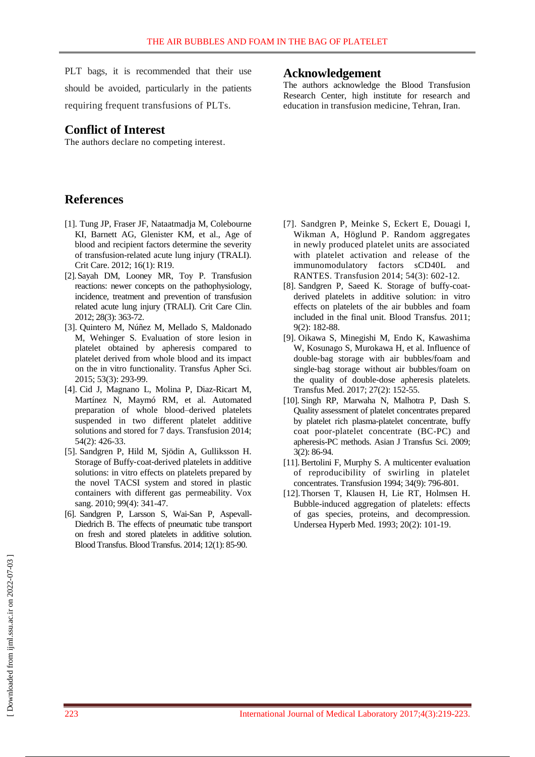PLT bags, it is recommended that their use should be avoided, particularly in the patients requiring frequent transfusions of PLTs.

## Conflict of Interest

The authors declare no competing interest.

## Acknowledgement

The authors acknowledge the Blood Transfusion Research Center, high institute for research and education in transfusion medicine, Tehran, Iran.

## References

[1]. Tung JP, Fraser JF, Nataatmadja M, Colebourne KI, Barnett AG, Glenister KM, et al., Age of blood and recipient factors determine the severity of transfusion-related acute lung injury (TRALI). Crit Care. 2012; 16(1): R19.

[2]. Sayah DM, Looney MR, Toy P. Transfusion reactions: newer concepts on the pathophysiology, incidence, treatment and prevention of transfusion related acute lung injury (TRALI). Crit Care Clin. 2012; 28(3): 363-72.

[3]. Quintero M, Núñez M, Mellado S, Maldonado M, Wehinger S. Evaluation of store lesion in platelet obtained by apheresis compared to platelet derived from whole blood and its impact on the in vitro functionality. Transfus Apher Sci. 2015; 53(3): 293-99.

[4]. Cid J, Magnano L, Molina P, Diaz-Ricart M, Martínez N, Maymó RM, et al. Automated preparation of whole blood–derived platelets suspended in two different platelet additive solutions and stored for 7 days. Transfusion 2014; 54(2): 426-33.

[5]. Sandgren P, Hild M, Sjödin A, Gulliksson H. Storage of Buffy-coat-derived platelets in additive solutions: in vitro effects on platelets prepared by the novel TACSI system and stored in plastic containers with different gas permeability. Vox sang. 2010; 99(4): 341-47.

[6]. Sandgren P, Larsson S, Wai-San P, Aspevall-Diedrich B. The effects of pneumatic tube transport on fresh and stored platelets in additive solution. Blood Transfus. Blood Transfus. 2014; 12(1): 85-90.

[7]. Sandgren P, Meinke S, Eckert E, Douagi I, Wikman A, Höglund P. Random aggregates in newly produced platelet units are associated with platelet activation and release of the immunomodulatory factors sCD40L and RANTES. Transfusion 2014; 54(3): 602-12.

[8]. Sandgren P, Saeed K. Storage of buffy-coat-derived platelets in additive solution: in vitro effects on platelets of the air bubbles and foam included in the final unit. Blood Transfus. 2011; 9(2): 182-88.

[9]. Oikawa S, Minegishi M, Endo K, Kawashima W, Kosunago S, Murokawa H, et al. Influence of double-bag storage with air bubbles/foam and single-bag storage without air bubbles/foam on the quality of double-dose apheresis platelets. Transfus Med. 2017; 27(2): 152-55.

[10]. Singh RP, Marwaha N, Malhotra P, Dash S. Quality assessment of platelet concentrates prepared by platelet rich plasma-platelet concentrate, buffy coat poor-platelet concentrate (BC-PC) and apheresis-PC methods. Asian J Transfus Sci. 2009; 3(2): 86-94.

[11]. Bertolini F, Murphy S. A multicenter evaluation of reproducibility of swirling in platelet concentrates. Transfusion 1994; 34(9): 796-801.

[12]. Thorsen T, Klausen H, Lie RT, Holmsen H. Bubble-induced aggregation of platelets: effects of gas species, proteins, and decompression. Undersea Hyperb Med. 1993; 20(2): 101-19.